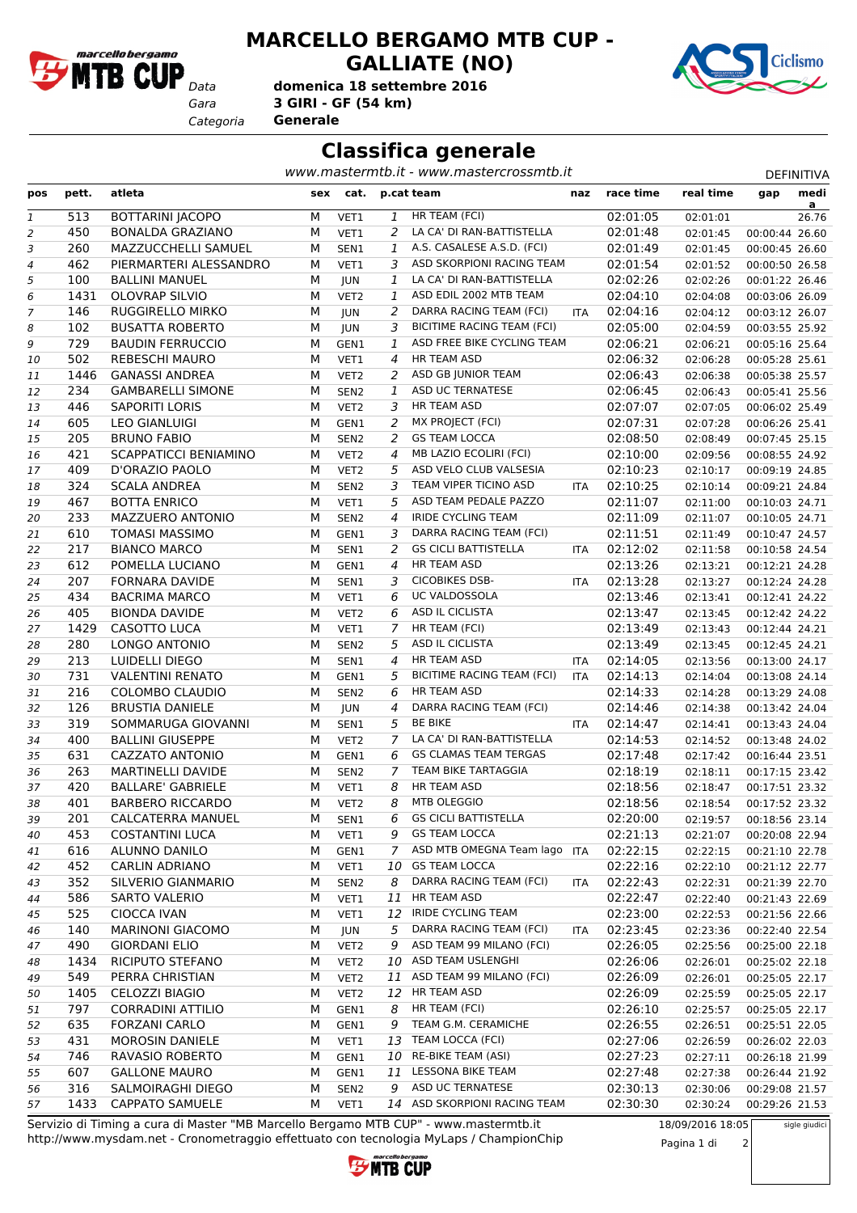# MARCELLO BERGAMO MTB CUP - GALLIATE (NO)

Data **domenica 18 settembre 2016**
Gara **3 GIRI - GF (54 km)**
Categoria **Generale**

## Classifica generale

*www.mastermtb.it - www.mastercrossmtb.it*

DEFINITIVA

| pos | pett. | atleta | sex | cat. | p.cat | team | naz | race time | real time | gap | media |
|---|---|---|---|---|---|---|---|---|---|---|---|
| 1 | 513 | BOTTARINI JACOPO | M | VET1 | 1 | HR TEAM (FCI) | | 02:01:05 | 02:01:01 | | 26.76 |
| 2 | 450 | BONALDA GRAZIANO | M | VET1 | 2 | LA CA' DI RAN-BATTISTELLA | | 02:01:48 | 02:01:45 | 00:00:44 | 26.60 |
| 3 | 260 | MAZZUCCHELLI SAMUEL | M | SEN1 | 1 | A.S. CASALESE A.S.D. (FCI) | | 02:01:49 | 02:01:45 | 00:00:45 | 26.60 |
| 4 | 462 | PIERMARTERI ALESSANDRO | M | VET1 | 3 | ASD SKORPIONI RACING TEAM | | 02:01:54 | 02:01:52 | 00:00:50 | 26.58 |
| 5 | 100 | BALLINI MANUEL | M | JUN | 1 | LA CA' DI RAN-BATTISTELLA | | 02:02:26 | 02:02:26 | 00:01:22 | 26.46 |
| 6 | 1431 | OLOVRAP SILVIO | M | VET2 | 1 | ASD EDIL 2002 MTB TEAM | | 02:04:10 | 02:04:08 | 00:03:06 | 26.09 |
| 7 | 146 | RUGGIRELLO MIRKO | M | JUN | 2 | DARRA RACING TEAM (FCI) | ITA | 02:04:16 | 02:04:12 | 00:03:12 | 26.07 |
| 8 | 102 | BUSATTA ROBERTO | M | JUN | 3 | BICITIME RACING TEAM (FCI) | | 02:05:00 | 02:04:59 | 00:03:55 | 25.92 |
| 9 | 729 | BAUDIN FERRUCCIO | M | GEN1 | 1 | ASD FREE BIKE CYCLING TEAM | | 02:06:21 | 02:06:21 | 00:05:16 | 25.64 |
| 10 | 502 | REBESCHI MAURO | M | VET1 | 4 | HR TEAM ASD | | 02:06:32 | 02:06:28 | 00:05:28 | 25.61 |
| 11 | 1446 | GANASSI ANDREA | M | VET2 | 2 | ASD GB JUNIOR TEAM | | 02:06:43 | 02:06:38 | 00:05:38 | 25.57 |
| 12 | 234 | GAMBARELLI SIMONE | M | SEN2 | 1 | ASD UC TERNATESE | | 02:06:45 | 02:06:43 | 00:05:41 | 25.56 |
| 13 | 446 | SAPORITI LORIS | M | VET2 | 3 | HR TEAM ASD | | 02:07:07 | 02:07:05 | 00:06:02 | 25.49 |
| 14 | 605 | LEO GIANLUIGI | M | GEN1 | 2 | MX PROJECT (FCI) | | 02:07:31 | 02:07:28 | 00:06:26 | 25.41 |
| 15 | 205 | BRUNO FABIO | M | SEN2 | 2 | GS TEAM LOCCA | | 02:08:50 | 02:08:49 | 00:07:45 | 25.15 |
| 16 | 421 | SCAPPATICCI BENIAMINO | M | VET2 | 4 | MB LAZIO ECOLIRI (FCI) | | 02:10:00 | 02:09:56 | 00:08:55 | 24.92 |
| 17 | 409 | D'ORAZIO PAOLO | M | VET2 | 5 | ASD VELO CLUB VALSESIA | | 02:10:23 | 02:10:17 | 00:09:19 | 24.85 |
| 18 | 324 | SCALA ANDREA | M | SEN2 | 3 | TEAM VIPER TICINO ASD | ITA | 02:10:25 | 02:10:14 | 00:09:21 | 24.84 |
| 19 | 467 | BOTTA ENRICO | M | VET1 | 5 | ASD TEAM PEDALE PAZZO | | 02:11:07 | 02:11:00 | 00:10:03 | 24.71 |
| 20 | 233 | MAZZUERO ANTONIO | M | SEN2 | 4 | IRIDE CYCLING TEAM | | 02:11:09 | 02:11:07 | 00:10:05 | 24.71 |
| 21 | 610 | TOMASI MASSIMO | M | GEN1 | 3 | DARRA RACING TEAM (FCI) | | 02:11:51 | 02:11:49 | 00:10:47 | 24.57 |
| 22 | 217 | BIANCO MARCO | M | SEN1 | 2 | GS CICLI BATTISTELLA | ITA | 02:12:02 | 02:11:58 | 00:10:58 | 24.54 |
| 23 | 612 | POMELLA LUCIANO | M | GEN1 | 4 | HR TEAM ASD | | 02:13:26 | 02:13:21 | 00:12:21 | 24.28 |
| 24 | 207 | FORNARA DAVIDE | M | SEN1 | 3 | CICOBIKES DSB- | ITA | 02:13:28 | 02:13:27 | 00:12:24 | 24.28 |
| 25 | 434 | BACRIMA MARCO | M | VET1 | 6 | UC VALDOSSOLA | | 02:13:46 | 02:13:41 | 00:12:41 | 24.22 |
| 26 | 405 | BIONDA DAVIDE | M | VET2 | 6 | ASD IL CICLISTA | | 02:13:47 | 02:13:45 | 00:12:42 | 24.22 |
| 27 | 1429 | CASOTTO LUCA | M | VET1 | 7 | HR TEAM (FCI) | | 02:13:49 | 02:13:43 | 00:12:44 | 24.21 |
| 28 | 280 | LONGO ANTONIO | M | SEN2 | 5 | ASD IL CICLISTA | | 02:13:49 | 02:13:45 | 00:12:45 | 24.21 |
| 29 | 213 | LUIDELLI DIEGO | M | SEN1 | 4 | HR TEAM ASD | ITA | 02:14:05 | 02:13:56 | 00:13:00 | 24.17 |
| 30 | 731 | VALENTINI RENATO | M | GEN1 | 5 | BICITIME RACING TEAM (FCI) | ITA | 02:14:13 | 02:14:04 | 00:13:08 | 24.14 |
| 31 | 216 | COLOMBO CLAUDIO | M | SEN2 | 6 | HR TEAM ASD | | 02:14:33 | 02:14:28 | 00:13:29 | 24.08 |
| 32 | 126 | BRUSTIA DANIELE | M | JUN | 4 | DARRA RACING TEAM (FCI) | | 02:14:46 | 02:14:38 | 00:13:42 | 24.04 |
| 33 | 319 | SOMMARUGA GIOVANNI | M | SEN1 | 5 | BE BIKE | ITA | 02:14:47 | 02:14:41 | 00:13:43 | 24.04 |
| 34 | 400 | BALLINI GIUSEPPE | M | VET2 | 7 | LA CA' DI RAN-BATTISTELLA | | 02:14:53 | 02:14:52 | 00:13:48 | 24.02 |
| 35 | 631 | CAZZATO ANTONIO | M | GEN1 | 6 | GS CLAMAS TEAM TERGAS | | 02:17:48 | 02:17:42 | 00:16:44 | 23.51 |
| 36 | 263 | MARTINELLI DAVIDE | M | SEN2 | 7 | TEAM BIKE TARTAGGIA | | 02:18:19 | 02:18:11 | 00:17:15 | 23.42 |
| 37 | 420 | BALLARE' GABRIELE | M | VET1 | 8 | HR TEAM ASD | | 02:18:56 | 02:18:47 | 00:17:51 | 23.32 |
| 38 | 401 | BARBERO RICCARDO | M | VET2 | 8 | MTB OLEGGIO | | 02:18:56 | 02:18:54 | 00:17:52 | 23.32 |
| 39 | 201 | CALCATERRA MANUEL | M | SEN1 | 6 | GS CICLI BATTISTELLA | | 02:20:00 | 02:19:57 | 00:18:56 | 23.14 |
| 40 | 453 | COSTANTINI LUCA | M | VET1 | 9 | GS TEAM LOCCA | | 02:21:13 | 02:21:07 | 00:20:08 | 22.94 |
| 41 | 616 | ALUNNO DANILO | M | GEN1 | 7 | ASD MTB OMEGNA Team lago | ITA | 02:22:15 | 02:22:15 | 00:21:10 | 22.78 |
| 42 | 452 | CARLIN ADRIANO | M | VET1 | 10 | GS TEAM LOCCA | | 02:22:16 | 02:22:10 | 00:21:12 | 22.77 |
| 43 | 352 | SILVERIO GIANMARIO | M | SEN2 | 8 | DARRA RACING TEAM (FCI) | ITA | 02:22:43 | 02:22:31 | 00:21:39 | 22.70 |
| 44 | 586 | SARTO VALERIO | M | VET1 | 11 | HR TEAM ASD | | 02:22:47 | 02:22:40 | 00:21:43 | 22.69 |
| 45 | 525 | CIOCCA IVAN | M | VET1 | 12 | IRIDE CYCLING TEAM | | 02:23:00 | 02:22:53 | 00:21:56 | 22.66 |
| 46 | 140 | MARINONI GIACOMO | M | JUN | 5 | DARRA RACING TEAM (FCI) | ITA | 02:23:45 | 02:23:36 | 00:22:40 | 22.54 |
| 47 | 490 | GIORDANI ELIO | M | VET2 | 9 | ASD TEAM 99 MILANO (FCI) | | 02:26:05 | 02:25:56 | 00:25:00 | 22.18 |
| 48 | 1434 | RICIPUTO STEFANO | M | VET2 | 10 | ASD TEAM USLENGHI | | 02:26:06 | 02:26:01 | 00:25:02 | 22.18 |
| 49 | 549 | PERRA CHRISTIAN | M | VET2 | 11 | ASD TEAM 99 MILANO (FCI) | | 02:26:09 | 02:26:01 | 00:25:05 | 22.17 |
| 50 | 1405 | CELOZZI BIAGIO | M | VET2 | 12 | HR TEAM ASD | | 02:26:09 | 02:25:59 | 00:25:05 | 22.17 |
| 51 | 797 | CORRADINI ATTILIO | M | GEN1 | 8 | HR TEAM (FCI) | | 02:26:10 | 02:25:57 | 00:25:05 | 22.17 |
| 52 | 635 | FORZANI CARLO | M | GEN1 | 9 | TEAM G.M. CERAMICHE | | 02:26:55 | 02:26:51 | 00:25:51 | 22.05 |
| 53 | 431 | MOROSIN DANIELE | M | VET1 | 13 | TEAM LOCCA (FCI) | | 02:27:06 | 02:26:59 | 00:26:02 | 22.03 |
| 54 | 746 | RAVASIO ROBERTO | M | GEN1 | 10 | RE-BIKE TEAM (ASI) | | 02:27:23 | 02:27:11 | 00:26:18 | 21.99 |
| 55 | 607 | GALLONE MAURO | M | GEN1 | 11 | LESSONA BIKE TEAM | | 02:27:48 | 02:27:38 | 00:26:44 | 21.92 |
| 56 | 316 | SALMOIRAGHI DIEGO | M | SEN2 | 9 | ASD UC TERNATESE | | 02:30:13 | 02:30:06 | 00:29:08 | 21.57 |
| 57 | 1433 | CAPPATO SAMUELE | M | VET1 | 14 | ASD SKORPIONI RACING TEAM | | 02:30:30 | 02:30:24 | 00:29:26 | 21.53 |

Servizio di Timing a cura di Master "MB Marcello Bergamo MTB CUP" - www.mastermtb.it
http://www.mysdam.net - Cronometraggio effettuato con tecnologia MyLaps / ChampionChip

18/09/2016 18:05

sigle giudici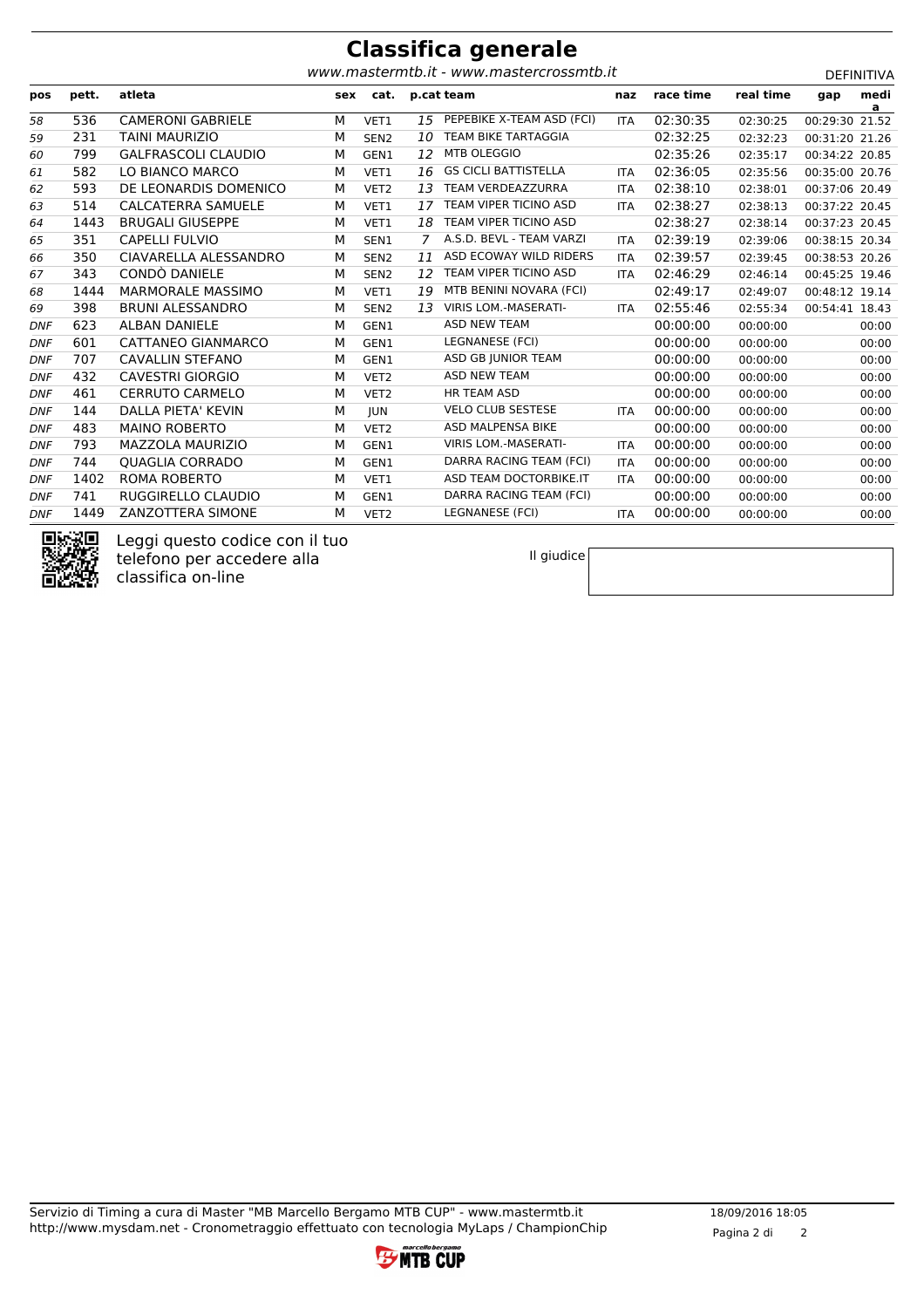# Classifica generale

*www.mastermtb.it - www.mastercrossmtb.it*

DEFINITIVA

| pos | pett. | atleta | sex | cat. | p.cat | team | naz | race time | real time | gap | media |
|---|---|---|---|---|---|---|---|---|---|---|---|
| 58 | 536 | CAMERONI GABRIELE | M | VET1 | 15 | PEPEBIKE X-TEAM ASD (FCI) | ITA | 02:30:35 | 02:30:25 | 00:29:30 | 21.52 |
| 59 | 231 | TAINI MAURIZIO | M | SEN2 | 10 | TEAM BIKE TARTAGGIA | | 02:32:25 | 02:32:23 | 00:31:20 | 21.26 |
| 60 | 799 | GALFRASCOLI CLAUDIO | M | GEN1 | 12 | MTB OLEGGIO | | 02:35:26 | 02:35:17 | 00:34:22 | 20.85 |
| 61 | 582 | LO BIANCO MARCO | M | VET1 | 16 | GS CICLI BATTISTELLA | ITA | 02:36:05 | 02:35:56 | 00:35:00 | 20.76 |
| 62 | 593 | DE LEONARDIS DOMENICO | M | VET2 | 13 | TEAM VERDEAZZURRA | ITA | 02:38:10 | 02:38:01 | 00:37:06 | 20.49 |
| 63 | 514 | CALCATERRA SAMUELE | M | VET1 | 17 | TEAM VIPER TICINO ASD | ITA | 02:38:27 | 02:38:13 | 00:37:22 | 20.45 |
| 64 | 1443 | BRUGALI GIUSEPPE | M | VET1 | 18 | TEAM VIPER TICINO ASD | | 02:38:27 | 02:38:14 | 00:37:23 | 20.45 |
| 65 | 351 | CAPELLI FULVIO | M | SEN1 | 7 | A.S.D. BEVL - TEAM VARZI | ITA | 02:39:19 | 02:39:06 | 00:38:15 | 20.34 |
| 66 | 350 | CIAVARELLA ALESSANDRO | M | SEN2 | 11 | ASD ECOWAY WILD RIDERS | ITA | 02:39:57 | 02:39:45 | 00:38:53 | 20.26 |
| 67 | 343 | CONDÒ DANIELE | M | SEN2 | 12 | TEAM VIPER TICINO ASD | ITA | 02:46:29 | 02:46:14 | 00:45:25 | 19.46 |
| 68 | 1444 | MARMORALE MASSIMO | M | VET1 | 19 | MTB BENINI NOVARA (FCI) | | 02:49:17 | 02:49:07 | 00:48:12 | 19.14 |
| 69 | 398 | BRUNI ALESSANDRO | M | SEN2 | 13 | VIRIS LOM.-MASERATI- | ITA | 02:55:46 | 02:55:34 | 00:54:41 | 18.43 |
| DNF | 623 | ALBAN DANIELE | M | GEN1 | | ASD NEW TEAM | | 00:00:00 | 00:00:00 | | 00:00 |
| DNF | 601 | CATTANEO GIANMARCO | M | GEN1 | | LEGNANESE (FCI) | | 00:00:00 | 00:00:00 | | 00:00 |
| DNF | 707 | CAVALLIN STEFANO | M | GEN1 | | ASD GB JUNIOR TEAM | | 00:00:00 | 00:00:00 | | 00:00 |
| DNF | 432 | CAVESTRI GIORGIO | M | VET2 | | ASD NEW TEAM | | 00:00:00 | 00:00:00 | | 00:00 |
| DNF | 461 | CERRUTO CARMELO | M | VET2 | | HR TEAM ASD | | 00:00:00 | 00:00:00 | | 00:00 |
| DNF | 144 | DALLA PIETA' KEVIN | M | JUN | | VELO CLUB SESTESE | ITA | 00:00:00 | 00:00:00 | | 00:00 |
| DNF | 483 | MAINO ROBERTO | M | VET2 | | ASD MALPENSA BIKE | | 00:00:00 | 00:00:00 | | 00:00 |
| DNF | 793 | MAZZOLA MAURIZIO | M | GEN1 | | VIRIS LOM.-MASERATI- | ITA | 00:00:00 | 00:00:00 | | 00:00 |
| DNF | 744 | QUAGLIA CORRADO | M | GEN1 | | DARRA RACING TEAM (FCI) | ITA | 00:00:00 | 00:00:00 | | 00:00 |
| DNF | 1402 | ROMA ROBERTO | M | VET1 | | ASD TEAM DOCTORBIKE.IT | ITA | 00:00:00 | 00:00:00 | | 00:00 |
| DNF | 741 | RUGGIRELLO CLAUDIO | M | GEN1 | | DARRA RACING TEAM (FCI) | | 00:00:00 | 00:00:00 | | 00:00 |
| DNF | 1449 | ZANZOTTERA SIMONE | M | VET2 | | LEGNANESE (FCI) | ITA | 00:00:00 | 00:00:00 | | 00:00 |

Leggi questo codice con il tuo telefono per accedere alla classifica on-line

Il giudice

Servizio di Timing a cura di Master "MB Marcello Bergamo MTB CUP" - www.mastermtb.it
http://www.mysdam.net - Cronometraggio effettuato con tecnologia MyLaps / ChampionChip

18/09/2016 18:05